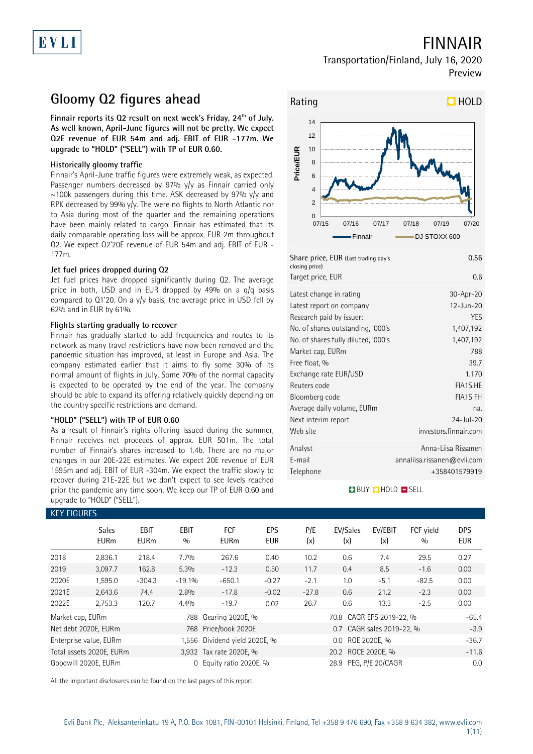# FINNAIR

Transportation/Finland, July 16, 2020
Preview

## Gloomy Q2 figures ahead

**Finnair reports its Q2 result on next week's Friday, 24th of July. As well known, April-June figures will not be pretty. We expect Q2E revenue of EUR 54m and adj. EBIT of EUR -177m. We upgrade to "HOLD" ("SELL") with TP of EUR 0.60.**

### Historically gloomy traffic

Finnair's April-June traffic figures were extremely weak, as expected. Passenger numbers decreased by 97% y/y as Finnair carried only ~100k passengers during this time. ASK decreased by 97% y/y and RPK decreased by 99% y/y. The were no flights to North Atlantic nor to Asia during most of the quarter and the remaining operations have been mainly related to cargo. Finnair has estimated that its daily comparable operating loss will be approx. EUR 2m throughout Q2. We expect Q2'20E revenue of EUR 54m and adj. EBIT of EUR -177m.

### Jet fuel prices dropped during Q2

Jet fuel prices have dropped significantly during Q2. The average price in both, USD and in EUR dropped by 49% on a q/q basis compared to Q1'20. On a y/y basis, the average price in USD fell by 62% and in EUR by 61%.

### Flights starting gradually to recover

Finnair has gradually started to add frequencies and routes to its network as many travel restrictions have now been removed and the pandemic situation has improved, at least in Europe and Asia. The company estimated earlier that it aims to fly some 30% of its normal amount of flights in July. Some 70% of the normal capacity is expected to be operated by the end of the year. The company should be able to expand its offering relatively quickly depending on the country specific restrictions and demand.

### "HOLD" ("SELL") with TP of EUR 0.60

As a result of Finnair's rights offering issued during the summer, Finnair receives net proceeds of approx. EUR 501m. The total number of Finnair's shares increased to 1.4b. There are no major changes in our 20E-22E estimates. We expect 20E revenue of EUR 1595m and adj. EBIT of EUR -304m. We expect the traffic slowly to recover during 21E-22E but we don't expect to see levels reached prior the pandemic any time soon. We keep our TP of 0.60 and upgrade to "HOLD" ("SELL").

Rating: HOLD

| | |
|---|---|
| Share price, EUR (Last trading day's closing price) | 0.56 |
| Target price, EUR | 0.6 |
| Latest change in rating | 30-Apr-20 |
| Latest report on company | 12-Jun-20 |
| Research paid by issuer: | YES |
| No. of shares outstanding, '000's | 1,407,192 |
| No. of shares fully diluted, '000's | 1,407,192 |
| Market cap, EURm | 788 |
| Free float, % | 39.7 |
| Exchange rate EUR/USD | 1.170 |
| Reuters code | FIA1S.HE |
| Bloomberg code | FIA1S FH |
| Average daily volume, EURm | na. |
| Next interim report | 24-Jul-20 |
| Web site | investors.finnair.com |
| Analyst | Anna-Liisa Rissanen |
| E-mail | annaliisa.rissanen@evli.com |
| Telephone | +358401579919 |

BUY HOLD SELL

### KEY FIGURES

| | Sales EURm | EBIT EURm | EBIT % | FCF EURm | EPS EUR | P/E (x) | EV/Sales (x) | EV/EBIT (x) | FCF yield % | DPS EUR |
|---|---|---|---|---|---|---|---|---|---|---|
| 2018 | 2,836.1 | 218.4 | 7.7% | 267.6 | 0.40 | 10.2 | 0.6 | 7.4 | 29.5 | 0.27 |
| 2019 | 3,097.7 | 162.8 | 5.3% | -12.3 | 0.50 | 11.7 | 0.4 | 8.5 | -1.6 | 0.00 |
| 2020E | 1,595.0 | -304.3 | -19.1% | -650.1 | -0.27 | -2.1 | 1.0 | -5.1 | -82.5 | 0.00 |
| 2021E | 2,643.6 | 74.4 | 2.8% | -17.8 | -0.02 | -27.8 | 0.6 | 21.2 | -2.3 | 0.00 |
| 2022E | 2,753.3 | 120.7 | 4.4% | -19.7 | 0.02 | 26.7 | 0.6 | 13.3 | -2.5 | 0.00 |

| | | | | | |
|---|---|---|---|---|---|
| Market cap, EURm | 788 | Gearing 2020E, % | 70.8 | CAGR EPS 2019-22, % | -65.4 |
| Net debt 2020E, EURm | 768 | Price/book 2020E | 0.7 | CAGR sales 2019-22, % | -3.9 |
| Enterprise value, EURm | 1,556 | Dividend yield 2020E, % | 0.0 | ROE 2020E, % | -36.7 |
| Total assets 2020E, EURm | 3,932 | Tax rate 2020E, % | 20.2 | ROCE 2020E, % | -11.6 |
| Goodwill 2020E, EURm | 0 | Equity ratio 2020E, % | 28.9 | PEG, P/E 20/CAGR | 0.0 |

All the important disclosures can be found on the last pages of this report.

Evli Bank Plc, Aleksanterinkatu 19 A, P.O. Box 1081, FIN-00101 Helsinki, Finland, Tel +358 9 476 690, Fax +358 9 634 382, www.evli.com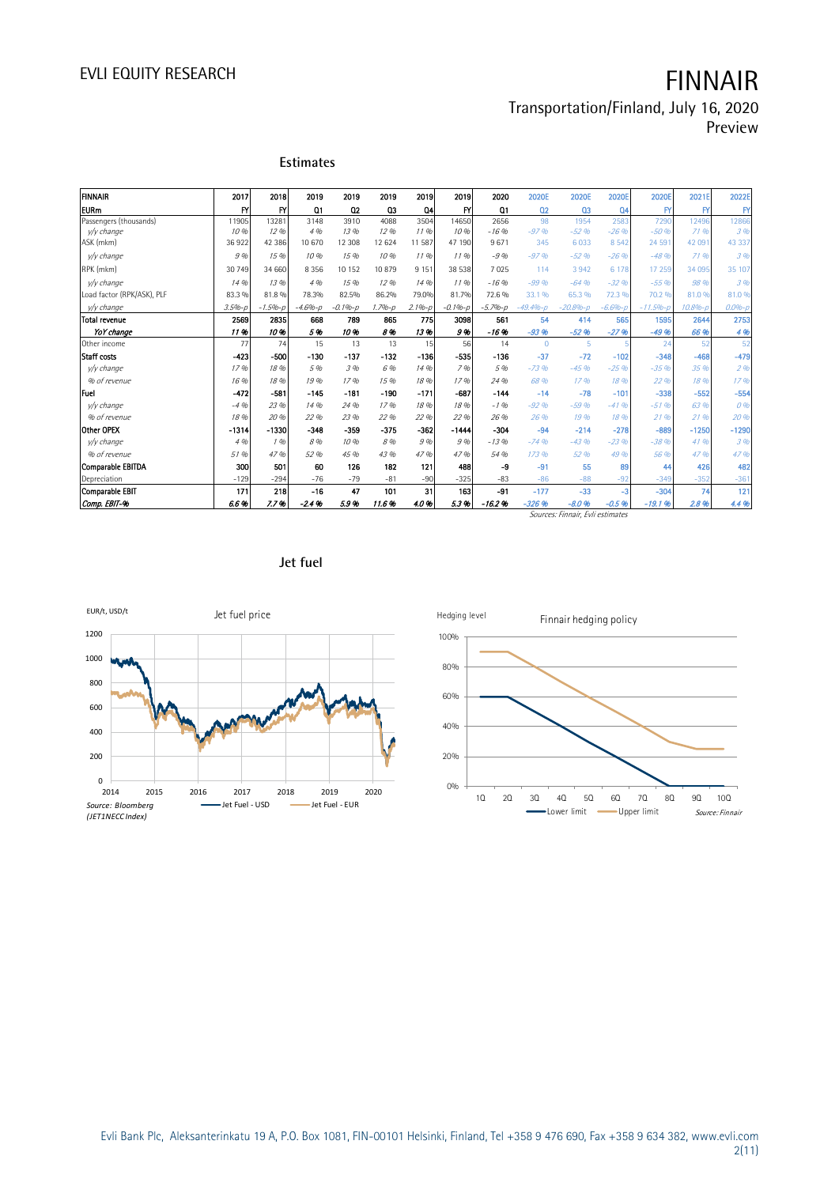## Estimates

| FINNAIR | 2017 | 2018 | 2019 | 2019 | 2019 | 2019 | 2019 | 2020 | 2020E | 2020E | 2020E | 2020E | 2021E | 2022E |
|---|---|---|---|---|---|---|---|---|---|---|---|---|---|---|
| EURm | FY | FY | Q1 | Q2 | Q3 | Q4 | FY | Q1 | Q2 | Q3 | Q4 | FY | FY | FY |
| Passengers (thousands) | 11905 | 13281 | 3148 | 3910 | 4088 | 3504 | 14650 | 2656 | 98 | 1954 | 2583 | 7290 | 12496 | 12866 |
| *y/y change* | *10 %* | *12 %* | *4 %* | *13 %* | *12 %* | *11 %* | *10 %* | *-16 %* | *-97 %* | *-52 %* | *-26 %* | *-50 %* | *71 %* | *3 %* |
| ASK (mkm) | 36 922 | 42 386 | 10 670 | 12 308 | 12 624 | 11 587 | 47 190 | 9 671 | 345 | 6 033 | 8 542 | 24 591 | 42 091 | 43 337 |
| *y/y change* | *9 %* | *15 %* | *10 %* | *15 %* | *10 %* | *11 %* | *11 %* | *-9 %* | *-97 %* | *-52 %* | *-26 %* | *-48 %* | *71 %* | *3 %* |
| RPK (mkm) | 30 749 | 34 660 | 8 356 | 10 152 | 10 879 | 9 151 | 38 538 | 7 025 | 114 | 3 942 | 6 178 | 17 259 | 34 095 | 35 107 |
| *y/y change* | *14 %* | *13 %* | *4 %* | *15 %* | *12 %* | *14 %* | *11 %* | *-16 %* | *-99 %* | *-64 %* | *-32 %* | *-55 %* | *98 %* | *3 %* |
| Load factor (RPK/ASK), PLF | 83.3 % | 81.8 % | 78.3% | 82.5% | 86.2% | 79.0% | 81.7% | 72.6 % | 33.1 % | 65.3 % | 72.3 % | 70.2 % | 81.0 % | 81.0 % |
| *y/y change* | *3.5%-p* | *-1.5%-p* | *-4.6%-p* | *-0.1%-p* | *1.7%-p* | *2.1%-p* | *-0.1%-p* | *-5.7%-p* | *-49.4%-p* | *-20.8%-p* | *-6.6%-p* | *-11.5%-p* | *10.8%-p* | *0.0%-p* |
| **Total revenue** | **2569** | **2835** | **668** | **789** | **865** | **775** | **3098** | **561** | **54** | **414** | **565** | **1595** | **2644** | **2753** |
| ***YoY change*** | ***11 %*** | ***10 %*** | ***5 %*** | ***10 %*** | ***8 %*** | ***13 %*** | ***9 %*** | ***-16 %*** | ***-93 %*** | ***-52 %*** | ***-27 %*** | ***-49 %*** | ***66 %*** | ***4 %*** |
| Other income | 77 | 74 | 15 | 13 | 13 | 15 | 56 | 14 | 0 | 5 | 5 | 24 | 52 | 52 |
| **Staff costs** | **-423** | **-500** | **-130** | **-137** | **-132** | **-136** | **-535** | **-136** | **-37** | **-72** | **-102** | **-348** | **-468** | **-479** |
| *y/y change* | *17 %* | *18 %* | *5 %* | *3 %* | *6 %* | *14 %* | *7 %* | *5 %* | *-73 %* | *-45 %* | *-25 %* | *-35 %* | *35 %* | *2 %* |
| *% of revenue* | *16 %* | *18 %* | *19 %* | *17 %* | *15 %* | *18 %* | *17 %* | *24 %* | *68 %* | *17 %* | *18 %* | *22 %* | *18 %* | *17 %* |
| **Fuel** | **-472** | **-581** | **-145** | **-181** | **-190** | **-171** | **-687** | **-144** | **-14** | **-78** | **-101** | **-338** | **-552** | **-554** |
| *y/y change* | *-4 %* | *23 %* | *14 %* | *24 %* | *17 %* | *18 %* | *18 %* | *-1 %* | *-92 %* | *-59 %* | *-41 %* | *-51 %* | *63 %* | *0 %* |
| *% of revenue* | *18 %* | *20 %* | *22 %* | *23 %* | *22 %* | *22 %* | *22 %* | *26 %* | *26 %* | *19 %* | *18 %* | *21 %* | *21 %* | *20 %* |
| **Other OPEX** | **-1314** | **-1330** | **-348** | **-359** | **-375** | **-362** | **-1444** | **-304** | **-94** | **-214** | **-278** | **-889** | **-1250** | **-1290** |
| *y/y change* | *4 %* | *1 %* | *8 %* | *10 %* | *8 %* | *9 %* | *9 %* | *-13 %* | *-74 %* | *-43 %* | *-23 %* | *-38 %* | *41 %* | *3 %* |
| *% of revenue* | *51 %* | *47 %* | *52 %* | *45 %* | *43 %* | *47 %* | *47 %* | *54 %* | *173 %* | *52 %* | *49 %* | *56 %* | *47 %* | *47 %* |
| **Comparable EBITDA** | **300** | **501** | **60** | **126** | **182** | **121** | **488** | **-9** | **-91** | **55** | **89** | **44** | **426** | **482** |
| Depreciation | -129 | -294 | -76 | -79 | -81 | -90 | -325 | -83 | -86 | -88 | -92 | -349 | -352 | -361 |
| **Comparable EBIT** | **171** | **218** | **-16** | **47** | **101** | **31** | **163** | **-91** | **-177** | **-33** | **-3** | **-304** | **74** | **121** |
| ***Comp. EBIT-%*** | ***6.6 %*** | ***7.7 %*** | ***-2.4 %*** | ***5.9 %*** | ***11.6 %*** | ***4.0 %*** | ***5.3 %*** | ***-16.2 %*** | ***-326 %*** | ***-8.0 %*** | ***-0.5 %*** | ***-19.1 %*** | ***2.8 %*** | ***4.4 %*** |

*Sources: Finnair, Evli estimates*

## Jet fuel

Jet fuel price

EUR/t, USD/t

Jet Fuel - USD, Jet Fuel - EUR

*Source: Bloomberg (JET1NECC Index)*

Finnair hedging policy

Hedging level

Lower limit, Upper limit

*Source: Finnair*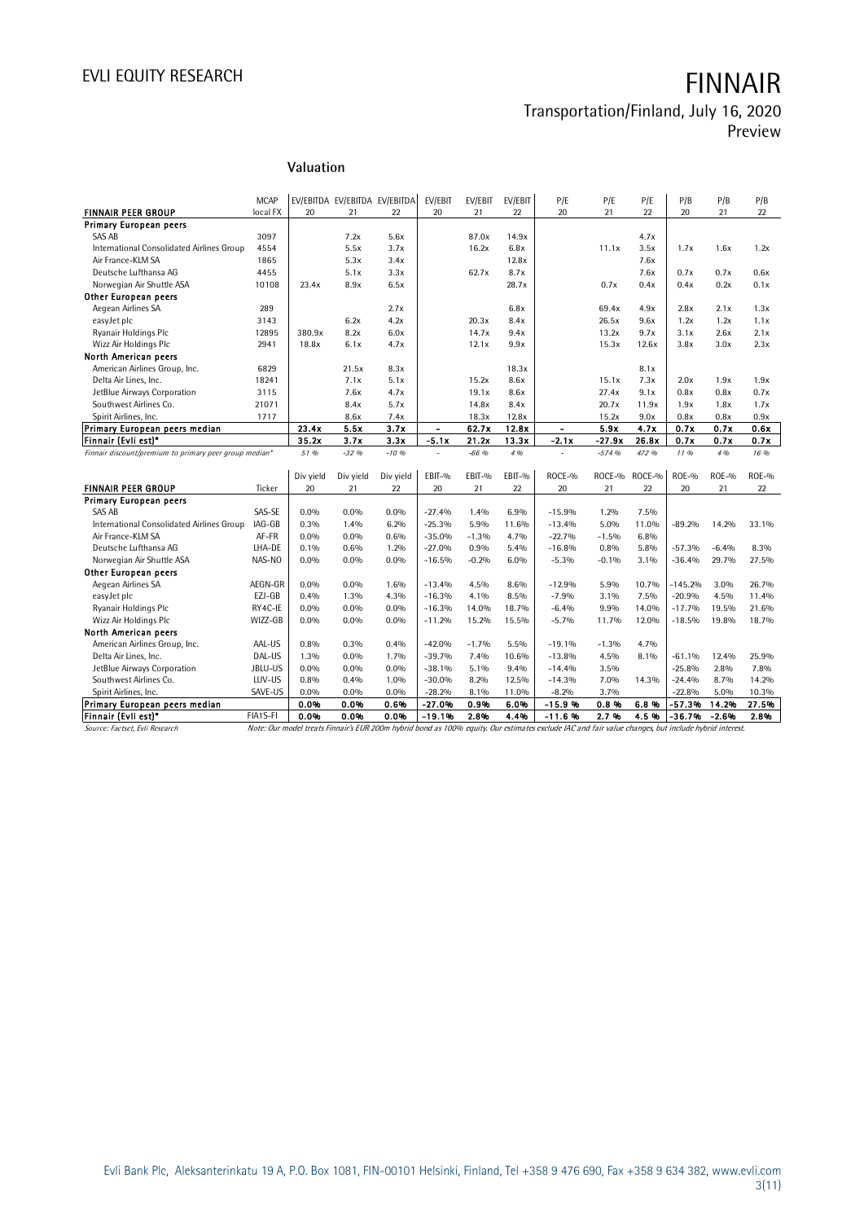## Valuation

| FINNAIR PEER GROUP | MCAP local FX | EV/EBITDA 20 | EV/EBITDA 21 | EV/EBITDA 22 | EV/EBIT 20 | EV/EBIT 21 | EV/EBIT 22 | P/E 20 | P/E 21 | P/E 22 | P/B 20 | P/B 21 | P/B 22 |
|---|---|---|---|---|---|---|---|---|---|---|---|---|---|
| **Primary European peers** | | | | | | | | | | | | | |
| SAS AB | 3097 | | 7.2x | 5.6x | | 87.0x | 14.9x | | | 4.7x | | | |
| International Consolidated Airlines Group | 4554 | | 5.5x | 3.7x | | 16.2x | 6.8x | | 11.1x | 3.5x | 1.7x | 1.6x | 1.2x |
| Air France-KLM SA | 1865 | | 5.3x | 3.4x | | | 12.8x | | | 7.6x | | | |
| Deutsche Lufthansa AG | 4455 | | 5.1x | 3.3x | | 62.7x | 8.7x | | | 7.6x | 0.7x | 0.7x | 0.6x |
| Norwegian Air Shuttle ASA | 10108 | 23.4x | 8.9x | 6.5x | | | 28.7x | | 0.7x | 0.4x | 0.4x | 0.2x | 0.1x |
| **Other European peers** | | | | | | | | | | | | | |
| Aegean Airlines SA | 289 | | | 2.7x | | | 6.8x | | 69.4x | 4.9x | 2.8x | 2.1x | 1.3x |
| easyJet plc | 3143 | | 6.2x | 4.2x | | 20.3x | 8.4x | | 26.5x | 9.6x | 1.2x | 1.2x | 1.1x |
| Ryanair Holdings Plc | 12895 | 380.9x | 8.2x | 6.0x | | 14.7x | 9.4x | | 13.2x | 9.7x | 3.1x | 2.6x | 2.1x |
| Wizz Air Holdings Plc | 2941 | 18.8x | 6.1x | 4.7x | | 12.1x | 9.9x | | 15.3x | 12.6x | 3.8x | 3.0x | 2.3x |
| **North American peers** | | | | | | | | | | | | | |
| American Airlines Group, Inc. | 6829 | | 21.5x | 8.3x | | | 18.3x | | | 8.1x | | | |
| Delta Air Lines, Inc. | 18241 | | 7.1x | 5.1x | | 15.2x | 8.6x | | 15.1x | 7.3x | 2.0x | 1.9x | 1.9x |
| JetBlue Airways Corporation | 3115 | | 7.6x | 4.7x | | 19.1x | 8.6x | | 27.4x | 9.1x | 0.8x | 0.8x | 0.7x |
| Southwest Airlines Co. | 21071 | | 8.4x | 5.7x | | 14.8x | 8.4x | | 20.7x | 11.9x | 1.9x | 1.8x | 1.7x |
| Spirit Airlines, Inc. | 1717 | | 8.6x | 7.4x | | 18.3x | 12.8x | | 15.2x | 9.0x | 0.8x | 0.8x | 0.9x |
| **Primary European peers median** | | **23.4x** | **5.5x** | **3.7x** | **-** | **62.7x** | **12.8x** | **-** | **5.9x** | **4.7x** | **0.7x** | **0.7x** | **0.6x** |
| **Finnair (Evli est)*** | | **35.2x** | **3.7x** | **3.3x** | **-5.1x** | **21.2x** | **13.3x** | **-2.1x** | **-27.9x** | **26.8x** | **0.7x** | **0.7x** | **0.7x** |
| *Finnair discount/premium to primary peer group median** | | *51 %* | *-32 %* | *-10 %* | *-* | *-66 %* | *4 %* | *-* | *-574 %* | *472 %* | *11 %* | *4 %* | *16 %* |

| FINNAIR PEER GROUP | Ticker | Div yield 20 | Div yield 21 | Div yield 22 | EBIT-% 20 | EBIT-% 21 | EBIT-% 22 | ROCE-% 20 | ROCE-% 21 | ROCE-% 22 | ROE-% 20 | ROE-% 21 | ROE-% 22 |
|---|---|---|---|---|---|---|---|---|---|---|---|---|---|
| **Primary European peers** | | | | | | | | | | | | | |
| SAS AB | SAS-SE | 0.0% | 0.0% | 0.0% | -27.4% | 1.4% | 6.9% | -15.9% | 1.2% | 7.5% | | | |
| International Consolidated Airlines Group | IAG-GB | 0.3% | 1.4% | 6.2% | -25.3% | 5.9% | 11.6% | -13.4% | 5.0% | 11.0% | -89.2% | 14.2% | 33.1% |
| Air France-KLM SA | AF-FR | 0.0% | 0.0% | 0.6% | -35.0% | -1.3% | 4.7% | -22.7% | -1.5% | 6.8% | | | |
| Deutsche Lufthansa AG | LHA-DE | 0.1% | 0.6% | 1.2% | -27.0% | 0.9% | 5.4% | -16.8% | 0.8% | 5.8% | -57.3% | -6.4% | 8.3% |
| Norwegian Air Shuttle ASA | NAS-NO | 0.0% | 0.0% | 0.0% | -16.5% | -0.2% | 6.0% | -5.3% | -0.1% | 3.1% | -36.4% | 29.7% | 27.5% |
| **Other European peers** | | | | | | | | | | | | | |
| Aegean Airlines SA | AEGN-GR | 0.0% | 0.0% | 1.6% | -13.4% | 4.5% | 8.6% | -12.9% | 5.9% | 10.7% | -145.2% | 3.0% | 26.7% |
| easyJet plc | EZJ-GB | 0.4% | 1.3% | 4.3% | -16.3% | 4.1% | 8.5% | -7.9% | 3.1% | 7.5% | -20.9% | 4.5% | 11.4% |
| Ryanair Holdings Plc | RY4C-IE | 0.0% | 0.0% | 0.0% | -16.3% | 14.0% | 18.7% | -6.4% | 9.9% | 14.0% | -17.7% | 19.5% | 21.6% |
| Wizz Air Holdings Plc | WIZZ-GB | 0.0% | 0.0% | 0.0% | -11.2% | 15.2% | 15.5% | -5.7% | 11.7% | 12.0% | -18.5% | 19.8% | 18.7% |
| **North American peers** | | | | | | | | | | | | | |
| American Airlines Group, Inc. | AAL-US | 0.8% | 0.3% | 0.4% | -42.0% | -1.7% | 5.5% | -19.1% | -1.3% | 4.7% | | | |
| Delta Air Lines, Inc. | DAL-US | 1.3% | 0.0% | 1.7% | -39.7% | 7.4% | 10.6% | -13.8% | 4.5% | 8.1% | -61.1% | 12.4% | 25.9% |
| JetBlue Airways Corporation | JBLU-US | 0.0% | 0.0% | 0.0% | -38.1% | 5.1% | 9.4% | -14.4% | 3.5% | | -25.8% | 2.8% | 7.8% |
| Southwest Airlines Co. | LUV-US | 0.8% | 0.4% | 1.0% | -30.0% | 8.2% | 12.5% | -14.3% | 7.0% | 14.3% | -24.4% | 8.7% | 14.2% |
| Spirit Airlines, Inc. | SAVE-US | 0.0% | 0.0% | 0.0% | -28.2% | 8.1% | 11.0% | -8.2% | 3.7% | | -22.8% | 5.0% | 10.3% |
| **Primary European peers median** | | **0.0%** | **0.0%** | **0.6%** | **-27.0%** | **0.9%** | **6.0%** | **-15.9 %** | **0.8 %** | **6.8 %** | **-57.3%** | **14.2%** | **27.5%** |
| **Finnair (Evli est)*** | FIA1S-FI | **0.0%** | **0.0%** | **0.0%** | **-19.1%** | **2.8%** | **4.4%** | **-11.6 %** | **2.7 %** | **4.5 %** | **-36.7%** | **-2.6%** | **2.8%** |

*Source: Factset, Evli Research*

*Note: Our model treats Finnair's EUR 200m hybrid bond as 100% equity. Our estimates exclude IAC and fair value changes, but include hybrid interest.*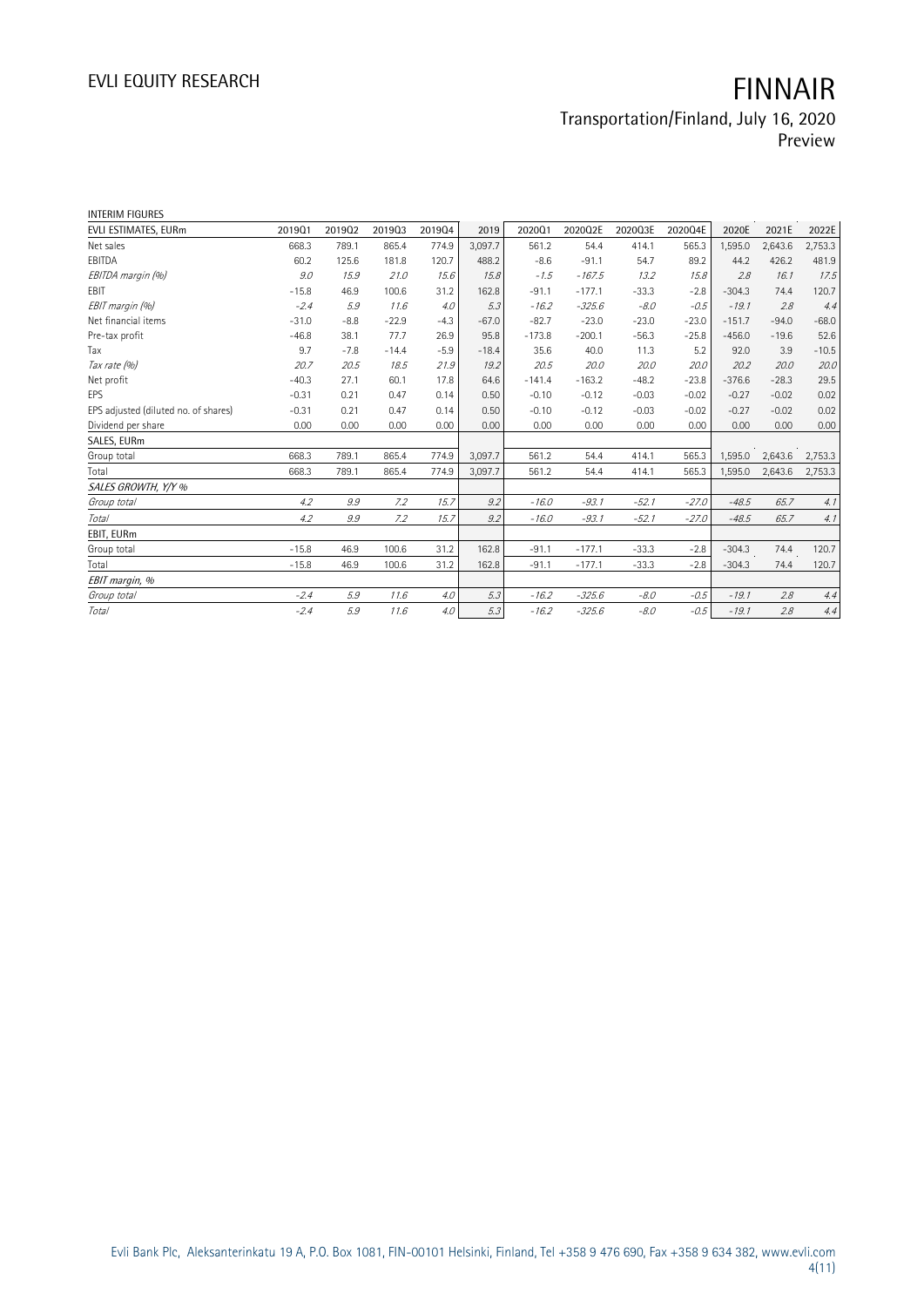INTERIM FIGURES

| EVLI ESTIMATES, EURm | 2019Q1 | 2019Q2 | 2019Q3 | 2019Q4 | 2019 | 2020Q1 | 2020Q2E | 2020Q3E | 2020Q4E | 2020E | 2021E | 2022E |
|---|---|---|---|---|---|---|---|---|---|---|---|---|
| Net sales | 668.3 | 789.1 | 865.4 | 774.9 | 3,097.7 | 561.2 | 54.4 | 414.1 | 565.3 | 1,595.0 | 2,643.6 | 2,753.3 |
| EBITDA | 60.2 | 125.6 | 181.8 | 120.7 | 488.2 | -8.6 | -91.1 | 54.7 | 89.2 | 44.2 | 426.2 | 481.9 |
| *EBITDA margin (%)* | *9.0* | *15.9* | *21.0* | *15.6* | *15.8* | *-1.5* | *-167.5* | *13.2* | *15.8* | *2.8* | *16.1* | *17.5* |
| EBIT | -15.8 | 46.9 | 100.6 | 31.2 | 162.8 | -91.1 | -177.1 | -33.3 | -2.8 | -304.3 | 74.4 | 120.7 |
| *EBIT margin (%)* | *-2.4* | *5.9* | *11.6* | *4.0* | *5.3* | *-16.2* | *-325.6* | *-8.0* | *-0.5* | *-19.1* | *2.8* | *4.4* |
| Net financial items | -31.0 | -8.8 | -22.9 | -4.3 | -67.0 | -82.7 | -23.0 | -23.0 | -23.0 | -151.7 | -94.0 | -68.0 |
| Pre-tax profit | -46.8 | 38.1 | 77.7 | 26.9 | 95.8 | -173.8 | -200.1 | -56.3 | -25.8 | -456.0 | -19.6 | 52.6 |
| Tax | 9.7 | -7.8 | -14.4 | -5.9 | -18.4 | 35.6 | 40.0 | 11.3 | 5.2 | 92.0 | 3.9 | -10.5 |
| *Tax rate (%)* | *20.7* | *20.5* | *18.5* | *21.9* | *19.2* | *20.5* | *20.0* | *20.0* | *20.0* | *20.2* | *20.0* | *20.0* |
| Net profit | -40.3 | 27.1 | 60.1 | 17.8 | 64.6 | -141.4 | -163.2 | -48.2 | -23.8 | -376.6 | -28.3 | 29.5 |
| EPS | -0.31 | 0.21 | 0.47 | 0.14 | 0.50 | -0.10 | -0.12 | -0.03 | -0.02 | -0.27 | -0.02 | 0.02 |
| EPS adjusted (diluted no. of shares) | -0.31 | 0.21 | 0.47 | 0.14 | 0.50 | -0.10 | -0.12 | -0.03 | -0.02 | -0.27 | -0.02 | 0.02 |
| Dividend per share | 0.00 | 0.00 | 0.00 | 0.00 | 0.00 | 0.00 | 0.00 | 0.00 | 0.00 | 0.00 | 0.00 | 0.00 |
| SALES, EURm | | | | | | | | | | | | |
| Group total | 668.3 | 789.1 | 865.4 | 774.9 | 3,097.7 | 561.2 | 54.4 | 414.1 | 565.3 | 1,595.0 | 2,643.6 | 2,753.3 |
| Total | 668.3 | 789.1 | 865.4 | 774.9 | 3,097.7 | 561.2 | 54.4 | 414.1 | 565.3 | 1,595.0 | 2,643.6 | 2,753.3 |
| *SALES GROWTH, Y/Y %* | | | | | | | | | | | | |
| *Group total* | *4.2* | *9.9* | *7.2* | *15.7* | *9.2* | *-16.0* | *-93.1* | *-52.1* | *-27.0* | *-48.5* | *65.7* | *4.1* |
| *Total* | *4.2* | *9.9* | *7.2* | *15.7* | *9.2* | *-16.0* | *-93.1* | *-52.1* | *-27.0* | *-48.5* | *65.7* | *4.1* |
| EBIT, EURm | | | | | | | | | | | | |
| Group total | -15.8 | 46.9 | 100.6 | 31.2 | 162.8 | -91.1 | -177.1 | -33.3 | -2.8 | -304.3 | 74.4 | 120.7 |
| Total | -15.8 | 46.9 | 100.6 | 31.2 | 162.8 | -91.1 | -177.1 | -33.3 | -2.8 | -304.3 | 74.4 | 120.7 |
| *EBIT margin, %* | | | | | | | | | | | | |
| *Group total* | *-2.4* | *5.9* | *11.6* | *4.0* | *5.3* | *-16.2* | *-325.6* | *-8.0* | *-0.5* | *-19.1* | *2.8* | *4.4* |
| *Total* | *-2.4* | *5.9* | *11.6* | *4.0* | *5.3* | *-16.2* | *-325.6* | *-8.0* | *-0.5* | *-19.1* | *2.8* | *4.4* |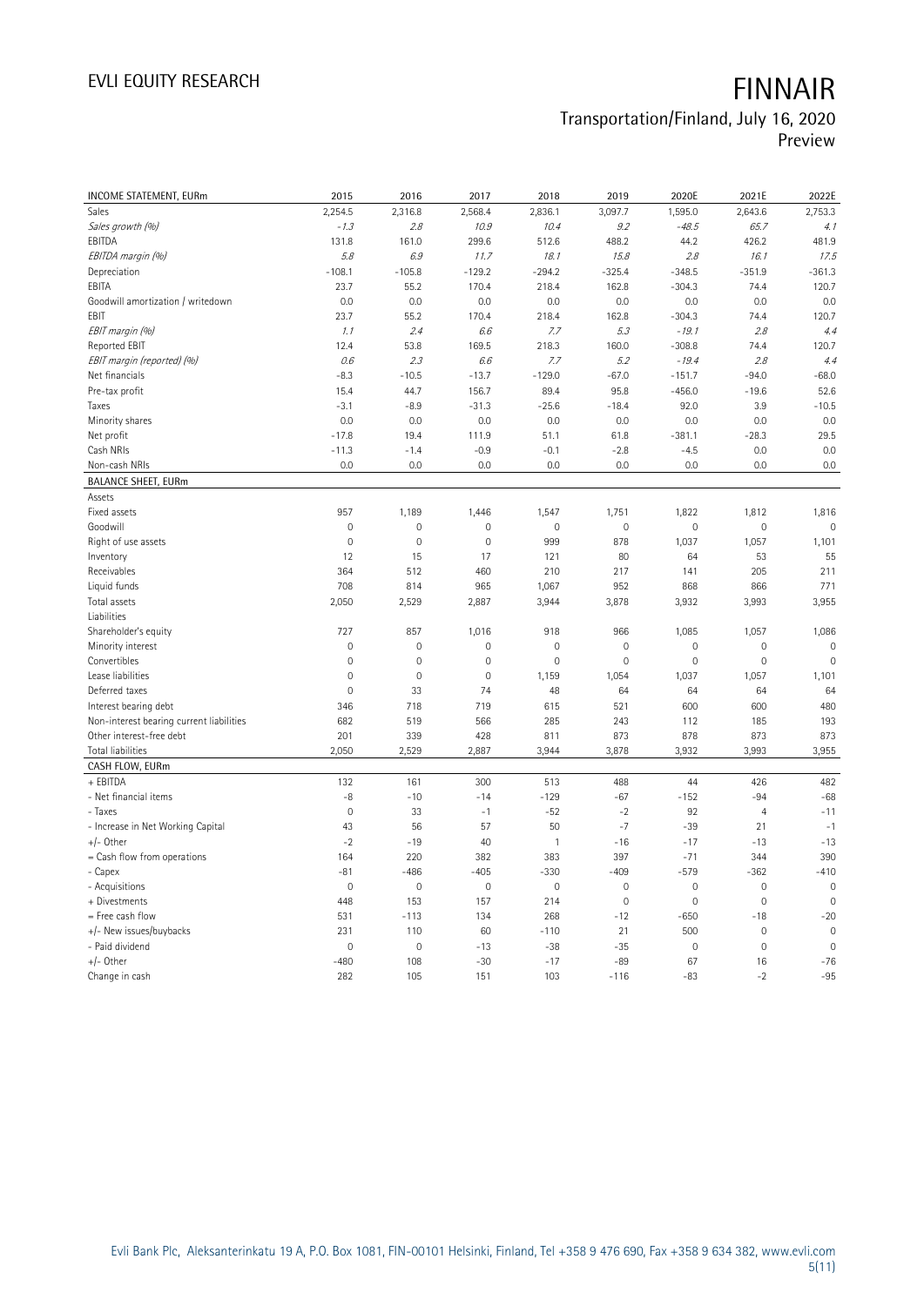| INCOME STATEMENT, EURm | 2015 | 2016 | 2017 | 2018 | 2019 | 2020E | 2021E | 2022E |
|---|---|---|---|---|---|---|---|---|
| Sales | 2,254.5 | 2,316.8 | 2,568.4 | 2,836.1 | 3,097.7 | 1,595.0 | 2,643.6 | 2,753.3 |
| *Sales growth (%)* | *-1.3* | *2.8* | *10.9* | *10.4* | *9.2* | *-48.5* | *65.7* | *4.1* |
| EBITDA | 131.8 | 161.0 | 299.6 | 512.6 | 488.2 | 44.2 | 426.2 | 481.9 |
| *EBITDA margin (%)* | *5.8* | *6.9* | *11.7* | *18.1* | *15.8* | *2.8* | *16.1* | *17.5* |
| Depreciation | -108.1 | -105.8 | -129.2 | -294.2 | -325.4 | -348.5 | -351.9 | -361.3 |
| EBITA | 23.7 | 55.2 | 170.4 | 218.4 | 162.8 | -304.3 | 74.4 | 120.7 |
| Goodwill amortization / writedown | 0.0 | 0.0 | 0.0 | 0.0 | 0.0 | 0.0 | 0.0 | 0.0 |
| EBIT | 23.7 | 55.2 | 170.4 | 218.4 | 162.8 | -304.3 | 74.4 | 120.7 |
| *EBIT margin (%)* | *1.1* | *2.4* | *6.6* | *7.7* | *5.3* | *-19.1* | *2.8* | *4.4* |
| Reported EBIT | 12.4 | 53.8 | 169.5 | 218.3 | 160.0 | -308.8 | 74.4 | 120.7 |
| *EBIT margin (reported) (%)* | *0.6* | *2.3* | *6.6* | *7.7* | *5.2* | *-19.4* | *2.8* | *4.4* |
| Net financials | -8.3 | -10.5 | -13.7 | -129.0 | -67.0 | -151.7 | -94.0 | -68.0 |
| Pre-tax profit | 15.4 | 44.7 | 156.7 | 89.4 | 95.8 | -456.0 | -19.6 | 52.6 |
| Taxes | -3.1 | -8.9 | -31.3 | -25.6 | -18.4 | 92.0 | 3.9 | -10.5 |
| Minority shares | 0.0 | 0.0 | 0.0 | 0.0 | 0.0 | 0.0 | 0.0 | 0.0 |
| Net profit | -17.8 | 19.4 | 111.9 | 51.1 | 61.8 | -381.1 | -28.3 | 29.5 |
| Cash NRIs | -11.3 | -1.4 | -0.9 | -0.1 | -2.8 | -4.5 | 0.0 | 0.0 |
| Non-cash NRIs | 0.0 | 0.0 | 0.0 | 0.0 | 0.0 | 0.0 | 0.0 | 0.0 |
| **BALANCE SHEET, EURm** | | | | | | | | |
| Assets | | | | | | | | |
| Fixed assets | 957 | 1,189 | 1,446 | 1,547 | 1,751 | 1,822 | 1,812 | 1,816 |
| Goodwill | 0 | 0 | 0 | 0 | 0 | 0 | 0 | 0 |
| Right of use assets | 0 | 0 | 0 | 999 | 878 | 1,037 | 1,057 | 1,101 |
| Inventory | 12 | 15 | 17 | 121 | 80 | 64 | 53 | 55 |
| Receivables | 364 | 512 | 460 | 210 | 217 | 141 | 205 | 211 |
| Liquid funds | 708 | 814 | 965 | 1,067 | 952 | 868 | 866 | 771 |
| Total assets | 2,050 | 2,529 | 2,887 | 3,944 | 3,878 | 3,932 | 3,993 | 3,955 |
| Liabilities | | | | | | | | |
| Shareholder's equity | 727 | 857 | 1,016 | 918 | 966 | 1,085 | 1,057 | 1,086 |
| Minority interest | 0 | 0 | 0 | 0 | 0 | 0 | 0 | 0 |
| Convertibles | 0 | 0 | 0 | 0 | 0 | 0 | 0 | 0 |
| Lease liabilities | 0 | 0 | 0 | 1,159 | 1,054 | 1,037 | 1,057 | 1,101 |
| Deferred taxes | 0 | 33 | 74 | 48 | 64 | 64 | 64 | 64 |
| Interest bearing debt | 346 | 718 | 719 | 615 | 521 | 600 | 600 | 480 |
| Non-interest bearing current liabilities | 682 | 519 | 566 | 285 | 243 | 112 | 185 | 193 |
| Other interest-free debt | 201 | 339 | 428 | 811 | 873 | 878 | 873 | 873 |
| Total liabilities | 2,050 | 2,529 | 2,887 | 3,944 | 3,878 | 3,932 | 3,993 | 3,955 |
| **CASH FLOW, EURm** | | | | | | | | |
| + EBITDA | 132 | 161 | 300 | 513 | 488 | 44 | 426 | 482 |
| - Net financial items | -8 | -10 | -14 | -129 | -67 | -152 | -94 | -68 |
| - Taxes | 0 | 33 | -1 | -52 | -2 | 92 | 4 | -11 |
| - Increase in Net Working Capital | 43 | 56 | 57 | 50 | -7 | -39 | 21 | -1 |
| +/- Other | -2 | -19 | 40 | 1 | -16 | -17 | -13 | -13 |
| = Cash flow from operations | 164 | 220 | 382 | 383 | 397 | -71 | 344 | 390 |
| - Capex | -81 | -486 | -405 | -330 | -409 | -579 | -362 | -410 |
| - Acquisitions | 0 | 0 | 0 | 0 | 0 | 0 | 0 | 0 |
| + Divestments | 448 | 153 | 157 | 214 | 0 | 0 | 0 | 0 |
| = Free cash flow | 531 | -113 | 134 | 268 | -12 | -650 | -18 | -20 |
| +/- New issues/buybacks | 231 | 110 | 60 | -110 | 21 | 500 | 0 | 0 |
| - Paid dividend | 0 | 0 | -13 | -38 | -35 | 0 | 0 | 0 |
| +/- Other | -480 | 108 | -30 | -17 | -89 | 67 | 16 | -76 |
| Change in cash | 282 | 105 | 151 | 103 | -116 | -83 | -2 | -95 |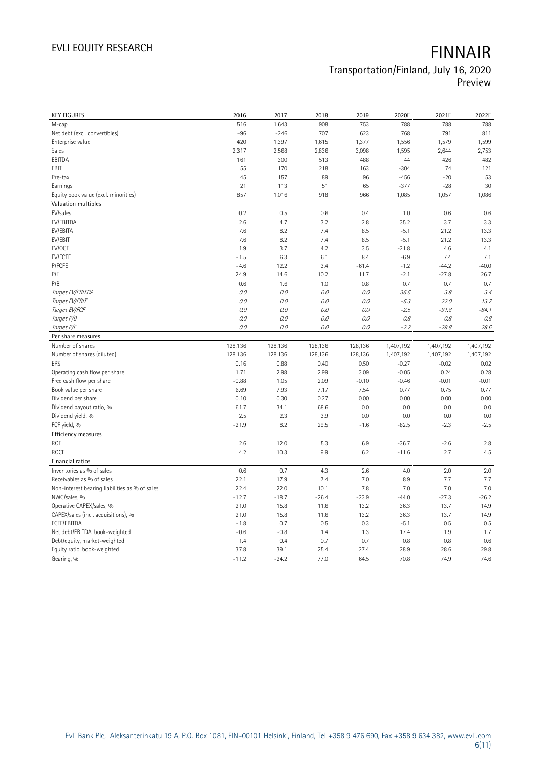| KEY FIGURES | 2016 | 2017 | 2018 | 2019 | 2020E | 2021E | 2022E |
|---|---|---|---|---|---|---|---|
| M-cap | 516 | 1,643 | 908 | 753 | 788 | 788 | 788 |
| Net debt (excl. convertibles) | -96 | -246 | 707 | 623 | 768 | 791 | 811 |
| Enterprise value | 420 | 1,397 | 1,615 | 1,377 | 1,556 | 1,579 | 1,599 |
| Sales | 2,317 | 2,568 | 2,836 | 3,098 | 1,595 | 2,644 | 2,753 |
| EBITDA | 161 | 300 | 513 | 488 | 44 | 426 | 482 |
| EBIT | 55 | 170 | 218 | 163 | -304 | 74 | 121 |
| Pre-tax | 45 | 157 | 89 | 96 | -456 | -20 | 53 |
| Earnings | 21 | 113 | 51 | 65 | -377 | -28 | 30 |
| Equity book value (excl. minorities) | 857 | 1,016 | 918 | 966 | 1,085 | 1,057 | 1,086 |
| **Valuation multiples** | | | | | | | |
| EV/sales | 0.2 | 0.5 | 0.6 | 0.4 | 1.0 | 0.6 | 0.6 |
| EV/EBITDA | 2.6 | 4.7 | 3.2 | 2.8 | 35.2 | 3.7 | 3.3 |
| EV/EBITA | 7.6 | 8.2 | 7.4 | 8.5 | -5.1 | 21.2 | 13.3 |
| EV/EBIT | 7.6 | 8.2 | 7.4 | 8.5 | -5.1 | 21.2 | 13.3 |
| EV/OCF | 1.9 | 3.7 | 4.2 | 3.5 | -21.8 | 4.6 | 4.1 |
| EV/FCFF | -1.5 | 6.3 | 6.1 | 8.4 | -6.9 | 7.4 | 7.1 |
| P/FCFE | -4.6 | 12.2 | 3.4 | -61.4 | -1.2 | -44.2 | -40.0 |
| P/E | 24.9 | 14.6 | 10.2 | 11.7 | -2.1 | -27.8 | 26.7 |
| P/B | 0.6 | 1.6 | 1.0 | 0.8 | 0.7 | 0.7 | 0.7 |
| *Target EV/EBITDA* | *0.0* | *0.0* | *0.0* | *0.0* | *36.5* | *3.8* | *3.4* |
| *Target EV/EBIT* | *0.0* | *0.0* | *0.0* | *0.0* | *-5.3* | *22.0* | *13.7* |
| *Target EV/FCF* | *0.0* | *0.0* | *0.0* | *0.0* | *-2.5* | *-91.8* | *-84.1* |
| *Target P/B* | *0.0* | *0.0* | *0.0* | *0.0* | *0.8* | *0.8* | *0.8* |
| *Target P/E* | *0.0* | *0.0* | *0.0* | *0.0* | *-2.2* | *-29.8* | *28.6* |
| **Per share measures** | | | | | | | |
| Number of shares | 128,136 | 128,136 | 128,136 | 128,136 | 1,407,192 | 1,407,192 | 1,407,192 |
| Number of shares (diluted) | 128,136 | 128,136 | 128,136 | 128,136 | 1,407,192 | 1,407,192 | 1,407,192 |
| EPS | 0.16 | 0.88 | 0.40 | 0.50 | -0.27 | -0.02 | 0.02 |
| Operating cash flow per share | 1.71 | 2.98 | 2.99 | 3.09 | -0.05 | 0.24 | 0.28 |
| Free cash flow per share | -0.88 | 1.05 | 2.09 | -0.10 | -0.46 | -0.01 | -0.01 |
| Book value per share | 6.69 | 7.93 | 7.17 | 7.54 | 0.77 | 0.75 | 0.77 |
| Dividend per share | 0.10 | 0.30 | 0.27 | 0.00 | 0.00 | 0.00 | 0.00 |
| Dividend payout ratio, % | 61.7 | 34.1 | 68.6 | 0.0 | 0.0 | 0.0 | 0.0 |
| Dividend yield, % | 2.5 | 2.3 | 3.9 | 0.0 | 0.0 | 0.0 | 0.0 |
| FCF yield, % | -21.9 | 8.2 | 29.5 | -1.6 | -82.5 | -2.3 | -2.5 |
| **Efficiency measures** | | | | | | | |
| ROE | 2.6 | 12.0 | 5.3 | 6.9 | -36.7 | -2.6 | 2.8 |
| ROCE | 4.2 | 10.3 | 9.9 | 6.2 | -11.6 | 2.7 | 4.5 |
| **Financial ratios** | | | | | | | |
| Inventories as % of sales | 0.6 | 0.7 | 4.3 | 2.6 | 4.0 | 2.0 | 2.0 |
| Receivables as % of sales | 22.1 | 17.9 | 7.4 | 7.0 | 8.9 | 7.7 | 7.7 |
| Non-interest bearing liabilities as % of sales | 22.4 | 22.0 | 10.1 | 7.8 | 7.0 | 7.0 | 7.0 |
| NWC/sales, % | -12.7 | -18.7 | -26.4 | -23.9 | -44.0 | -27.3 | -26.2 |
| Operative CAPEX/sales, % | 21.0 | 15.8 | 11.6 | 13.2 | 36.3 | 13.7 | 14.9 |
| CAPEX/sales (incl. acquisitions), % | 21.0 | 15.8 | 11.6 | 13.2 | 36.3 | 13.7 | 14.9 |
| FCFF/EBITDA | -1.8 | 0.7 | 0.5 | 0.3 | -5.1 | 0.5 | 0.5 |
| Net debt/EBITDA, book-weighted | -0.6 | -0.8 | 1.4 | 1.3 | 17.4 | 1.9 | 1.7 |
| Debt/equity, market-weighted | 1.4 | 0.4 | 0.7 | 0.7 | 0.8 | 0.8 | 0.6 |
| Equity ratio, book-weighted | 37.8 | 39.1 | 25.4 | 27.4 | 28.9 | 28.6 | 29.8 |
| Gearing, % | -11.2 | -24.2 | 77.0 | 64.5 | 70.8 | 74.9 | 74.6 |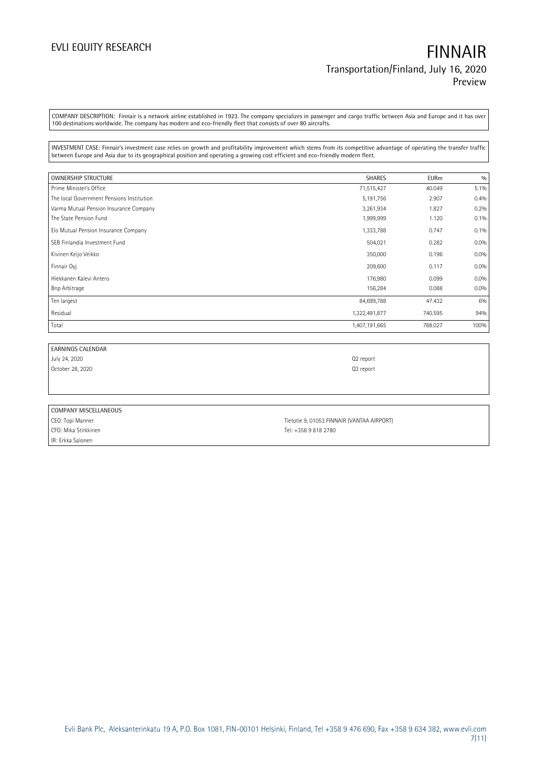COMPANY DESCRIPTION: Finnair is a network airline established in 1923. The company specializes in passenger and cargo traffic between Asia and Europe and it has over 100 destinations worldwide. The company has modern and eco-friendly fleet that consists of over 80 aircrafts.

INVESTMENT CASE: Finnair's investment case relies on growth and profitability improvement which stems from its competitive advantage of operating the transfer traffic between Europe and Asia due to its geographical position and operating a growing cost efficient and eco-friendly modern fleet.

| OWNERSHIP STRUCTURE | SHARES | EURm | % |
|---|---|---|---|
| Prime Minister's Office | 71,515,427 | 40.049 | 5.1% |
| The local Government Pensions Institution | 5,191,756 | 2.907 | 0.4% |
| Varma Mutual Pension Insurance Company | 3,261,934 | 1.827 | 0.2% |
| The State Pension Fund | 1,999,999 | 1.120 | 0.1% |
| Elo Mutual Pension Insurance Company | 1,333,788 | 0.747 | 0.1% |
| SEB Finlandia Investment Fund | 504,021 | 0.282 | 0.0% |
| Kivinen Keijo Veikko | 350,000 | 0.196 | 0.0% |
| Finnair Oyj | 209,600 | 0.117 | 0.0% |
| Hiekkanen Kalevi Antero | 176,980 | 0.099 | 0.0% |
| Bnp Arbitrage | 156,284 | 0.088 | 0.0% |
| Ten largest | 84,699,788 | 47.432 | 6% |
| Residual | 1,322,491,877 | 740.595 | 94% |
| Total | 1,407,191,665 | 788.027 | 100% |

| EARNINGS CALENDAR | |
|---|---|
| July 24, 2020 | Q2 report |
| October 28, 2020 | Q3 report |

| COMPANY MISCELLANEOUS | |
|---|---|
| CEO: Topi Manner | Tietotie 9, 01053 FINNAIR (VANTAA AIRPORT) |
| CFO: Mika Stirkkinen | Tel: +358 9 818 2780 |
| IR: Erkka Salonen | |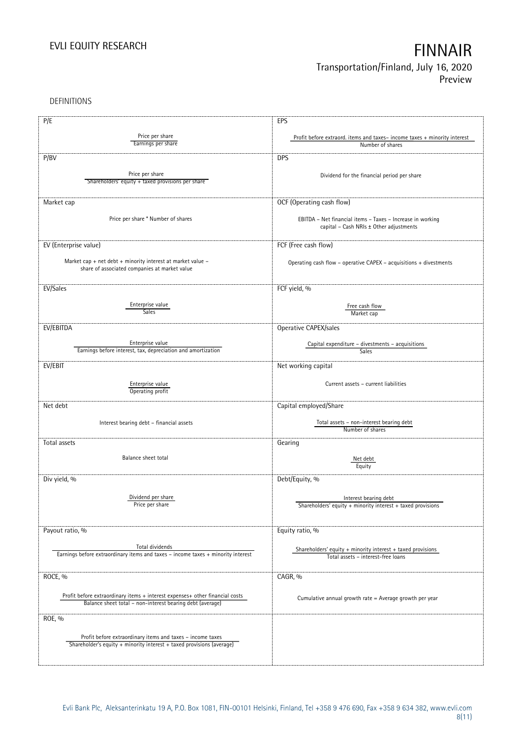DEFINITIONS

| P/E | EPS |
|---|---|
| $\frac{\text{Price per share}}{\text{Earnings per share}}$ | $\frac{\text{Profit before extraord. items and taxes– income taxes + minority interest}}{\text{Number of shares}}$ |
| **P/BV** | **DPS** |
| $\frac{\text{Price per share}}{\text{Shareholders' equity + taxed provisions per share}}$ | Dividend for the financial period per share |
| **Market cap** | **OCF (Operating cash flow)** |
| Price per share * Number of shares | EBITDA – Net financial items – Taxes – Increase in working capital – Cash NRIs ± Other adjustments |
| **EV (Enterprise value)** | **FCF (Free cash flow)** |
| Market cap + net debt + minority interest at market value – share of associated companies at market value | Operating cash flow – operative CAPEX – acquisitions + divestments |
| **EV/Sales** | **FCF yield, %** |
| $\frac{\text{Enterprise value}}{\text{Sales}}$ | $\frac{\text{Free cash flow}}{\text{Market cap}}$ |
| **EV/EBITDA** | **Operative CAPEX/sales** |
| $\frac{\text{Enterprise value}}{\text{Earnings before interest, tax, depreciation and amortization}}$ | $\frac{\text{Capital expenditure – divestments – acquisitions}}{\text{Sales}}$ |
| **EV/EBIT** | **Net working capital** |
| $\frac{\text{Enterprise value}}{\text{Operating profit}}$ | Current assets – current liabilities |
| **Net debt** | **Capital employed/Share** |
| Interest bearing debt – financial assets | $\frac{\text{Total assets – non-interest bearing debt}}{\text{Number of shares}}$ |
| **Total assets** | **Gearing** |
| Balance sheet total | $\frac{\text{Net debt}}{\text{Equity}}$ |
| **Div yield, %** | **Debt/Equity, %** |
| $\frac{\text{Dividend per share}}{\text{Price per share}}$ | $\frac{\text{Interest bearing debt}}{\text{Shareholders' equity + minority interest + taxed provisions}}$ |
| **Payout ratio, %** | **Equity ratio, %** |
| $\frac{\text{Total dividends}}{\text{Earnings before extraordinary items and taxes – income taxes + minority interest}}$ | $\frac{\text{Shareholders' equity + minority interest + taxed provisions}}{\text{Total assets – interest-free loans}}$ |
| **ROCE, %** | **CAGR, %** |
| $\frac{\text{Profit before extraordinary items + interest expenses+ other financial costs}}{\text{Balance sheet total – non-interest bearing debt (average)}}$ | Cumulative annual growth rate = Average growth per year |
| **ROE, %** | |
| $\frac{\text{Profit before extraordinary items and taxes – income taxes}}{\text{Shareholder's equity + minority interest + taxed provisions (average)}}$ | |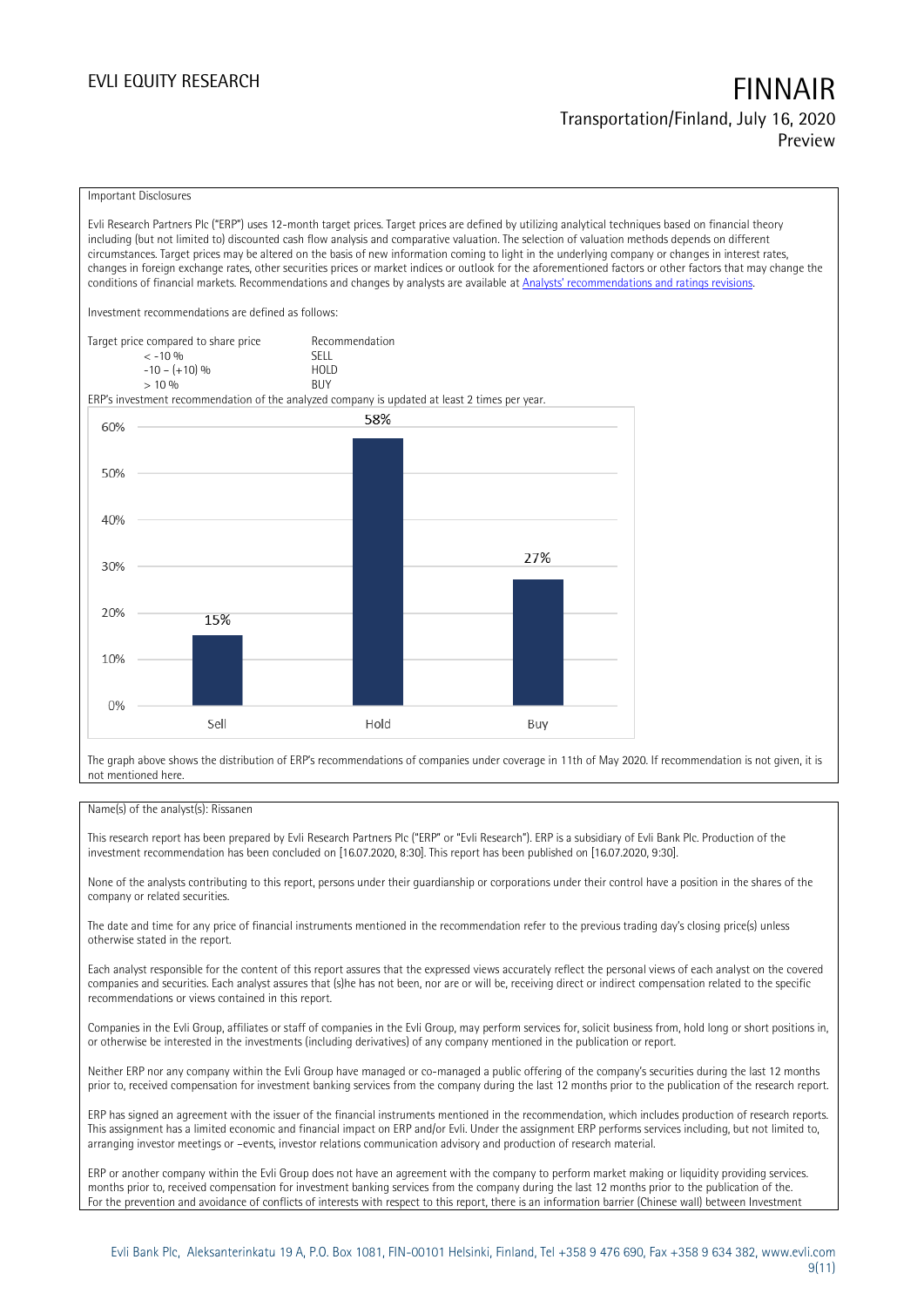Important Disclosures

Evli Research Partners Plc ("ERP") uses 12-month target prices. Target prices are defined by utilizing analytical techniques based on financial theory including (but not limited to) discounted cash flow analysis and comparative valuation. The selection of valuation methods depends on different circumstances. Target prices may be altered on the basis of new information coming to light in the underlying company or changes in interest rates, changes in foreign exchange rates, other securities prices or market indices or outlook for the aforementioned factors or other factors that may change the conditions of financial markets. Recommendations and changes by analysts are available at [Analysts' recommendations and ratings revisions](#).

Investment recommendations are defined as follows:

| Target price compared to share price | Recommendation |
|---|---|
| < -10 % | SELL |
| -10 – (+10) % | HOLD |
| > 10 % | BUY |

ERP's investment recommendation of the analyzed company is updated at least 2 times per year.

| Recommendation | Share |
|---|---|
| Sell | 15% |
| Hold | 58% |
| Buy | 27% |

The graph above shows the distribution of ERP's recommendations of companies under coverage in 11th of May 2020. If recommendation is not given, it is not mentioned here.

Name(s) of the analyst(s): Rissanen

This research report has been prepared by Evli Research Partners Plc ("ERP" or "Evli Research"). ERP is a subsidiary of Evli Bank Plc. Production of the investment recommendation has been concluded on [16.07.2020, 8:30]. This report has been published on [16.07.2020, 9:30].

None of the analysts contributing to this report, persons under their guardianship or corporations under their control have a position in the shares of the company or related securities.

The date and time for any price of financial instruments mentioned in the recommendation refer to the previous trading day's closing price(s) unless otherwise stated in the report.

Each analyst responsible for the content of this report assures that the expressed views accurately reflect the personal views of each analyst on the covered companies and securities. Each analyst assures that (s)he has not been, nor are or will be, receiving direct or indirect compensation related to the specific recommendations or views contained in this report.

Companies in the Evli Group, affiliates or staff of companies in the Evli Group, may perform services for, solicit business from, hold long or short positions in, or otherwise be interested in the investments (including derivatives) of any company mentioned in the publication or report.

Neither ERP nor any company within the Evli Group have managed or co-managed a public offering of the company's securities during the last 12 months prior to, received compensation for investment banking services from the company during the last 12 months prior to the publication of the research report.

ERP has signed an agreement with the issuer of the financial instruments mentioned in the recommendation, which includes production of research reports. This assignment has a limited economic and financial impact on ERP and/or Evli. Under the assignment ERP performs services including, but not limited to, arranging investor meetings or –events, investor relations communication advisory and production of research material.

ERP or another company within the Evli Group does not have an agreement with the company to perform market making or liquidity providing services. months prior to, received compensation for investment banking services from the company during the last 12 months prior to the publication of the. For the prevention and avoidance of conflicts of interests with respect to this report, there is an information barrier (Chinese wall) between Investment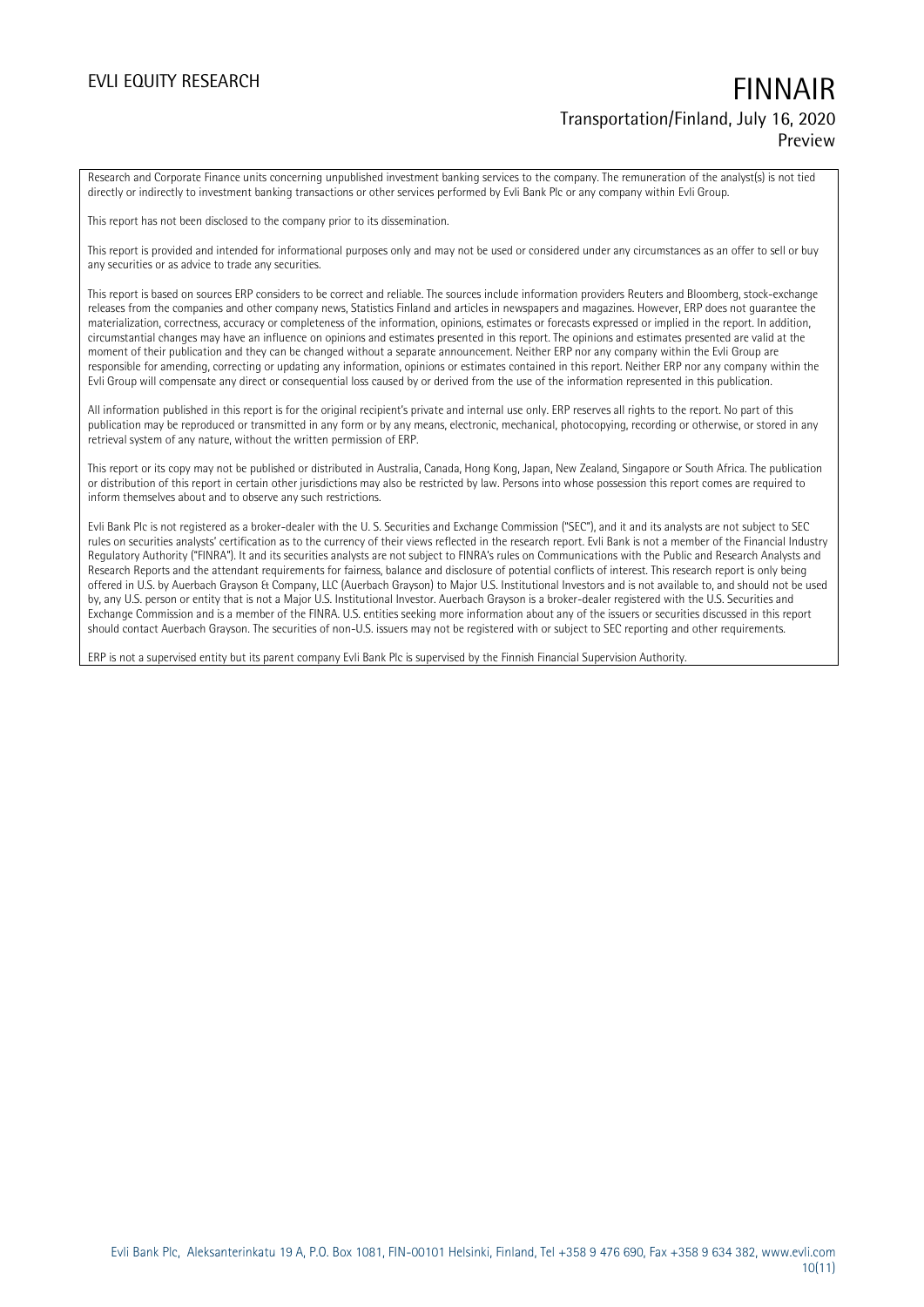Research and Corporate Finance units concerning unpublished investment banking services to the company. The remuneration of the analyst(s) is not tied directly or indirectly to investment banking transactions or other services performed by Evli Bank Plc or any company within Evli Group.

This report has not been disclosed to the company prior to its dissemination.

This report is provided and intended for informational purposes only and may not be used or considered under any circumstances as an offer to sell or buy any securities or as advice to trade any securities.

This report is based on sources ERP considers to be correct and reliable. The sources include information providers Reuters and Bloomberg, stock-exchange releases from the companies and other company news, Statistics Finland and articles in newspapers and magazines. However, ERP does not guarantee the materialization, correctness, accuracy or completeness of the information, opinions, estimates or forecasts expressed or implied in the report. In addition, circumstantial changes may have an influence on opinions and estimates presented in this report. The opinions and estimates presented are valid at the moment of their publication and they can be changed without a separate announcement. Neither ERP nor any company within the Evli Group are responsible for amending, correcting or updating any information, opinions or estimates contained in this report. Neither ERP nor any company within the Evli Group will compensate any direct or consequential loss caused by or derived from the use of the information represented in this publication.

All information published in this report is for the original recipient's private and internal use only. ERP reserves all rights to the report. No part of this publication may be reproduced or transmitted in any form or by any means, electronic, mechanical, photocopying, recording or otherwise, or stored in any retrieval system of any nature, without the written permission of ERP.

This report or its copy may not be published or distributed in Australia, Canada, Hong Kong, Japan, New Zealand, Singapore or South Africa. The publication or distribution of this report in certain other jurisdictions may also be restricted by law. Persons into whose possession this report comes are required to inform themselves about and to observe any such restrictions.

Evli Bank Plc is not registered as a broker-dealer with the U. S. Securities and Exchange Commission ("SEC"), and it and its analysts are not subject to SEC rules on securities analysts' certification as to the currency of their views reflected in the research report. Evli Bank is not a member of the Financial Industry Regulatory Authority ("FINRA"). It and its securities analysts are not subject to FINRA's rules on Communications with the Public and Research Analysts and Research Reports and the attendant requirements for fairness, balance and disclosure of potential conflicts of interest. This research report is only being offered in U.S. by Auerbach Grayson & Company, LLC (Auerbach Grayson) to Major U.S. Institutional Investors and is not available to, and should not be used by, any U.S. person or entity that is not a Major U.S. Institutional Investor. Auerbach Grayson is a broker-dealer registered with the U.S. Securities and Exchange Commission and is a member of the FINRA. U.S. entities seeking more information about any of the issuers or securities discussed in this report should contact Auerbach Grayson. The securities of non-U.S. issuers may not be registered with or subject to SEC reporting and other requirements.

ERP is not a supervised entity but its parent company Evli Bank Plc is supervised by the Finnish Financial Supervision Authority.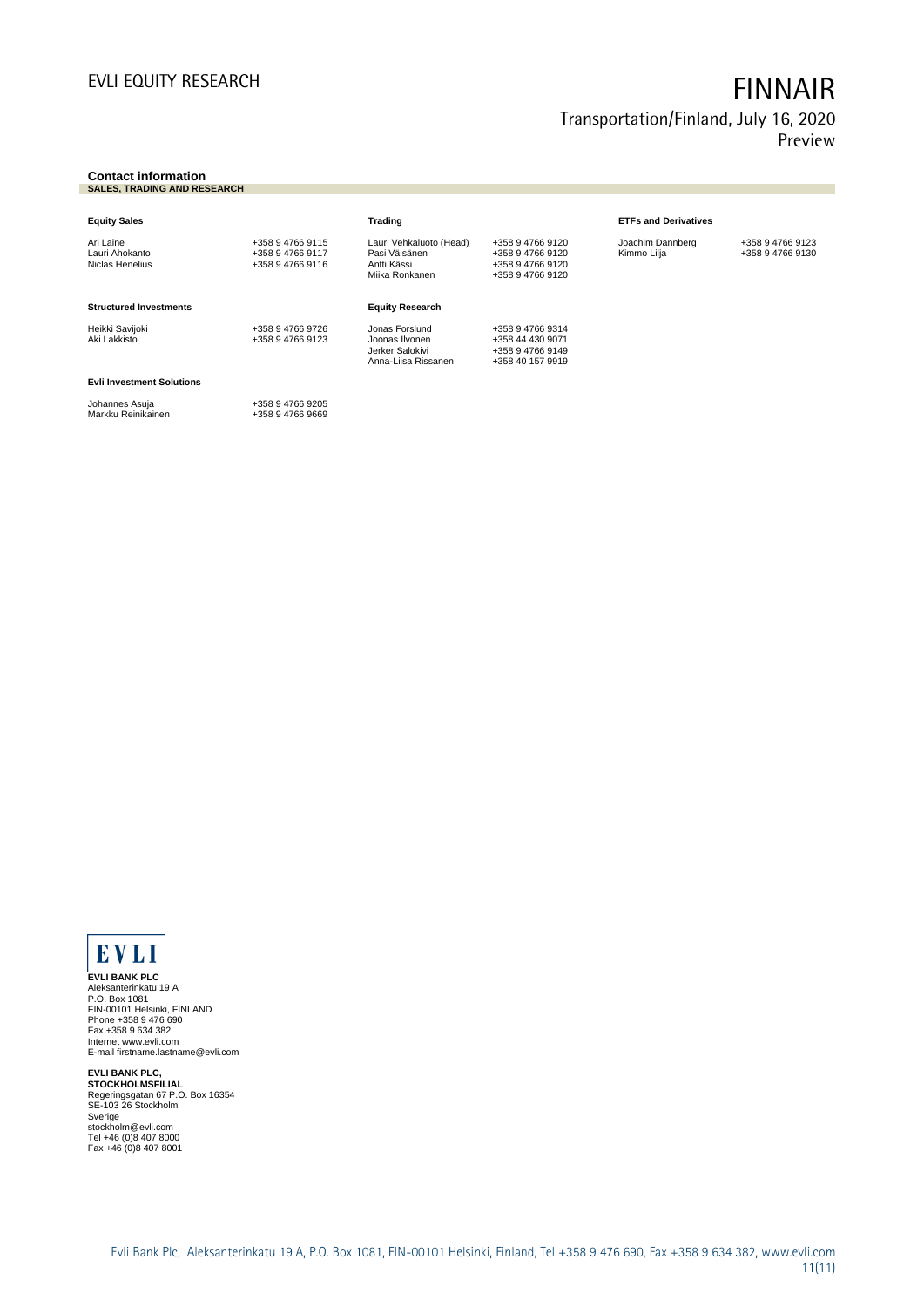**Contact information**

**SALES, TRADING AND RESEARCH**

**Equity Sales**

| | |
|---|---|
| Ari Laine | +358 9 4766 9115 |
| Lauri Ahokanto | +358 9 4766 9117 |
| Niclas Henelius | +358 9 4766 9116 |

**Trading**

| | |
|---|---|
| Lauri Vehkaluoto (Head) | +358 9 4766 9120 |
| Pasi Väisänen | +358 9 4766 9120 |
| Antti Kässi | +358 9 4766 9120 |
| Miika Ronkanen | +358 9 4766 9120 |

**ETFs and Derivatives**

| | |
|---|---|
| Joachim Dannberg | +358 9 4766 9123 |
| Kimmo Lilja | +358 9 4766 9130 |

**Structured Investments**

| | |
|---|---|
| Heikki Savijoki | +358 9 4766 9726 |
| Aki Lakkisto | +358 9 4766 9123 |

**Equity Research**

| | |
|---|---|
| Jonas Forslund | +358 9 4766 9314 |
| Joonas Ilvonen | +358 44 430 9071 |
| Jerker Salokivi | +358 9 4766 9149 |
| Anna-Liisa Rissanen | +358 40 157 9919 |

**Evli Investment Solutions**

| | |
|---|---|
| Johannes Asuja | +358 9 4766 9205 |
| Markku Reinikainen | +358 9 4766 9669 |

**EVLI BANK PLC**
Aleksanterinkatu 19 A
P.O. Box 1081
FIN-00101 Helsinki, FINLAND
Phone +358 9 476 690
Fax +358 9 634 382
Internet www.evli.com
E-mail firstname.lastname@evli.com

**EVLI BANK PLC, STOCKHOLMSFILIAL**
Regeringsgatan 67 P.O. Box 16354
SE-103 26 Stockholm
Sverige
stockholm@evli.com
Tel +46 (0)8 407 8000
Fax +46 (0)8 407 8001